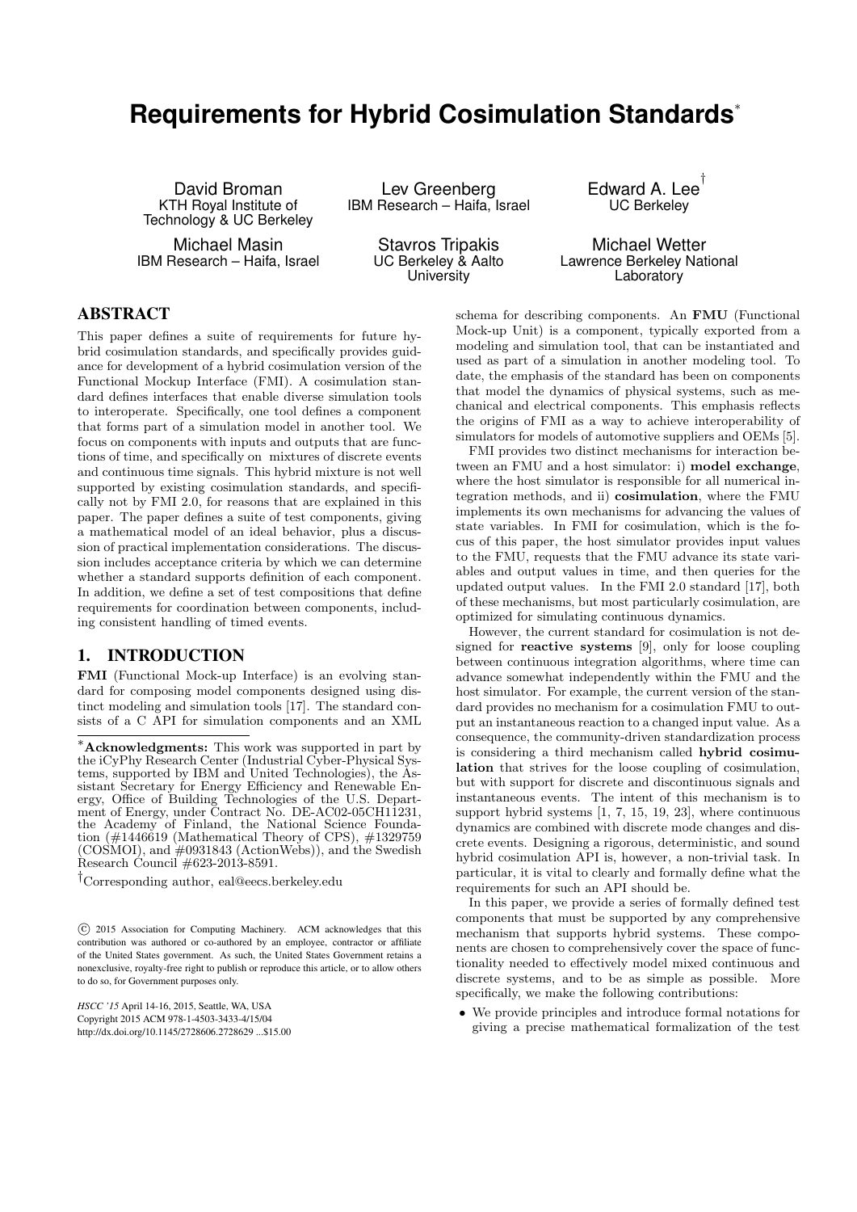# Requirements for Hybrid Cosimulation Standards*

David Broman
KTH Royal Institute of Technology & UC Berkeley

Lev Greenberg
IBM Research – Haifa, Israel

Edward A. Lee†
UC Berkeley

Michael Masin
IBM Research – Haifa, Israel

Stavros Tripakis
UC Berkeley & Aalto University

Michael Wetter
Lawrence Berkeley National Laboratory

## ABSTRACT

This paper defines a suite of requirements for future hybrid cosimulation standards, and specifically provides guidance for development of a hybrid cosimulation version of the Functional Mockup Interface (FMI). A cosimulation standard defines interfaces that enable diverse simulation tools to interoperate. Specifically, one tool defines a component that forms part of a simulation model in another tool. We focus on components with inputs and outputs that are functions of time, and specifically on mixtures of discrete events and continuous time signals. This hybrid mixture is not well supported by existing cosimulation standards, and specifically not by FMI 2.0, for reasons that are explained in this paper. The paper defines a suite of test components, giving a mathematical model of an ideal behavior, plus a discussion of practical implementation considerations. The discussion includes acceptance criteria by which we can determine whether a standard supports definition of each component. In addition, we define a set of test compositions that define requirements for coordination between components, including consistent handling of timed events.

## 1. INTRODUCTION

**FMI** (Functional Mock-up Interface) is an evolving standard for composing model components designed using distinct modeling and simulation tools [17]. The standard consists of a C API for simulation components and an XML schema for describing components. An **FMU** (Functional Mock-up Unit) is a component, typically exported from a modeling and simulation tool, that can be instantiated and used as part of a simulation in another modeling tool. To date, the emphasis of the standard has been on components that model the dynamics of physical systems, such as mechanical and electrical components. This emphasis reflects the origins of FMI as a way to achieve interoperability of simulators for models of automotive suppliers and OEMs [5].

FMI provides two distinct mechanisms for interaction between an FMU and a host simulator: i) **model exchange**, where the host simulator is responsible for all numerical integration methods, and ii) **cosimulation**, where the FMU implements its own mechanisms for advancing the values of state variables. In FMI for cosimulation, which is the focus of this paper, the host simulator provides input values to the FMU, requests that the FMU advance its state variables and output values in time, and then queries for the updated output values. In the FMI 2.0 standard [17], both of these mechanisms, but most particularly cosimulation, are optimized for simulating continuous dynamics.

However, the current standard for cosimulation is not designed for **reactive systems** [9], only for loose coupling between continuous integration algorithms, where time can advance somewhat independently within the FMU and the host simulator. For example, the current version of the standard provides no mechanism for a cosimulation FMU to output an instantaneous reaction to a changed input value. As a consequence, the community-driven standardization process is considering a third mechanism called **hybrid cosimulation** that strives for the loose coupling of cosimulation, but with support for discrete and discontinuous signals and instantaneous events. The intent of this mechanism is to support hybrid systems [1, 7, 15, 19, 23], where continuous dynamics are combined with discrete mode changes and discrete events. Designing a rigorous, deterministic, and sound hybrid cosimulation API is, however, a non-trivial task. In particular, it is vital to clearly and formally define what the requirements for such an API should be.

In this paper, we provide a series of formally defined test components that must be supported by any comprehensive mechanism that supports hybrid systems. These components are chosen to comprehensively cover the space of functionality needed to effectively model mixed continuous and discrete systems, and to be as simple as possible. More specifically, we make the following contributions:

- We provide principles and introduce formal notations for giving a precise mathematical formalization of the test

---

*Acknowledgments: This work was supported in part by the iCyPhy Research Center (Industrial Cyber-Physical Systems, supported by IBM and United Technologies), the Assistant Secretary for Energy Efficiency and Renewable Energy, Office of Building Technologies of the U.S. Department of Energy, under Contract No. DE-AC02-05CH11231, the Academy of Finland, the National Science Foundation (#1446619 (Mathematical Theory of CPS), #1329759 (COSMOI), and #0931843 (ActionWebs)), and the Swedish Research Council #623-2013-8591.

†Corresponding author, eal@eecs.berkeley.edu

© 2015 Association for Computing Machinery. ACM acknowledges that this contribution was authored or co-authored by an employee, contractor or affiliate of the United States government. As such, the United States Government retains a nonexclusive, royalty-free right to publish or reproduce this article, or to allow others to do so, for Government purposes only.

*HSCC '15* April 14-16, 2015, Seattle, WA, USA
Copyright 2015 ACM 978-1-4503-3433-4/15/04
http://dx.doi.org/10.1145/2728606.2728629 ...$15.00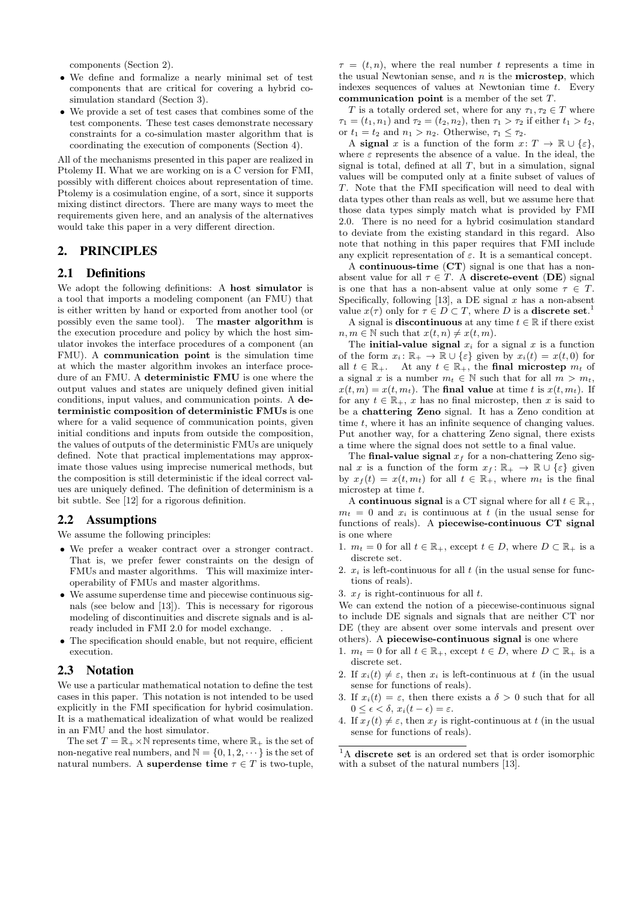components (Section 2).

- We define and formalize a nearly minimal set of test components that are critical for covering a hybrid co-simulation standard (Section 3).
- We provide a set of test cases that combines some of the test components. These test cases demonstrate necessary constraints for a co-simulation master algorithm that is coordinating the execution of components (Section 4).

All of the mechanisms presented in this paper are realized in Ptolemy II. What we are working on is a C version for FMI, possibly with different choices about representation of time. Ptolemy is a cosimulation engine, of a sort, since it supports mixing distinct directors. There are many ways to meet the requirements given here, and an analysis of the alternatives would take this paper in a very different direction.

## 2. PRINCIPLES

### 2.1 Definitions

We adopt the following definitions: A **host simulator** is a tool that imports a modeling component (an FMU) that is either written by hand or exported from another tool (or possibly even the same tool). The **master algorithm** is the execution procedure and policy by which the host simulator invokes the interface procedures of a component (an FMU). A **communication point** is the simulation time at which the master algorithm invokes an interface procedure of an FMU. A **deterministic FMU** is one where the output values and states are uniquely defined given initial conditions, input values, and communication points. A **deterministic composition of deterministic FMUs** is one where for a valid sequence of communication points, given initial conditions and inputs from outside the composition, the values of outputs of the deterministic FMUs are uniquely defined. Note that practical implementations may approximate those values using imprecise numerical methods, but the composition is still deterministic if the ideal correct values are uniquely defined. The definition of determinism is a bit subtle. See [12] for a rigorous definition.

### 2.2 Assumptions

We assume the following principles:

- We prefer a weaker contract over a stronger contract. That is, we prefer fewer constraints on the design of FMUs and master algorithms. This will maximize interoperability of FMUs and master algorithms.
- We assume superdense time and piecewise continuous signals (see below and [13]). This is necessary for rigorous modeling of discontinuities and discrete signals and is already included in FMI 2.0 for model exchange. .
- The specification should enable, but not require, efficient execution.

### 2.3 Notation

We use a particular mathematical notation to define the test cases in this paper. This notation is not intended to be used explicitly in the FMI specification for hybrid cosimulation. It is a mathematical idealization of what would be realized in an FMU and the host simulator.

The set $T = \mathbb{R}_+ \times \mathbb{N}$ represents time, where $\mathbb{R}_+$ is the set of non-negative real numbers, and $\mathbb{N} = \{0, 1, 2, \cdots\}$ is the set of natural numbers. A **superdense time** $\tau \in T$ is two-tuple, $\tau = (t, n)$, where the real number $t$ represents a time in the usual Newtonian sense, and $n$ is the **microstep**, which indexes sequences of values at Newtonian time $t$. Every **communication point** is a member of the set $T$.

$T$ is a totally ordered set, where for any $\tau_1, \tau_2 \in T$ where $\tau_1 = (t_1, n_1)$ and $\tau_2 = (t_2, n_2)$, then $\tau_1 > \tau_2$ if either $t_1 > t_2$, or $t_1 = t_2$ and $n_1 > n_2$. Otherwise, $\tau_1 \leq \tau_2$.

A **signal** $x$ is a function of the form $x\colon T \to \mathbb{R} \cup \{\varepsilon\}$, where $\varepsilon$ represents the absence of a value. In the ideal, the signal is total, defined at all $T$, but in a simulation, signal values will be computed only at a finite subset of values of $T$. Note that the FMI specification will need to deal with data types other than reals as well, but we assume here that those data types simply match what is provided by FMI 2.0. There is no need for a hybrid cosimulation standard to deviate from the existing standard in this regard. Also note that nothing in this paper requires that FMI include any explicit representation of $\varepsilon$. It is a semantical concept.

A **continuous-time** (**CT**) signal is one that has a non-absent value for all $\tau \in T$. A **discrete-event** (**DE**) signal is one that has a non-absent value at only some $\tau \in T$. Specifically, following [13], a DE signal $x$ has a non-absent value $x(\tau)$ only for $\tau \in D \subset T$, where $D$ is a **discrete set**.[1]

A signal is **discontinuous** at any time $t \in \mathbb{R}$ if there exist $n, m \in \mathbb{N}$ such that $x(t, n) \neq x(t, m)$.

The **initial-value signal** $x_i$ for a signal $x$ is a function of the form $x_i\colon \mathbb{R}_+ \to \mathbb{R} \cup \{\varepsilon\}$ given by $x_i(t) = x(t, 0)$ for all $t \in \mathbb{R}_+$. At any $t \in \mathbb{R}_+$, the **final microstep** $m_t$ of a signal $x$ is a number $m_t \in \mathbb{N}$ such that for all $m > m_t$, $x(t, m) = x(t, m_t)$. The **final value** at time $t$ is $x(t, m_t)$. If for any $t \in \mathbb{R}_+$, $x$ has no final microstep, then $x$ is said to be a **chattering Zeno** signal. It has a Zeno condition at time $t$, where it has an infinite sequence of changing values. Put another way, for a chattering Zeno signal, there exists a time where the signal does not settle to a final value.

The **final-value signal** $x_f$ for a non-chattering Zeno signal $x$ is a function of the form $x_f\colon \mathbb{R}_+ \to \mathbb{R} \cup \{\varepsilon\}$ given by $x_f(t) = x(t, m_t)$ for all $t \in \mathbb{R}_+$, where $m_t$ is the final microstep at time $t$.

A **continuous signal** is a CT signal where for all $t \in \mathbb{R}_+$, $m_t = 0$ and $x_i$ is continuous at $t$ (in the usual sense for functions of reals). A **piecewise-continuous CT signal** is one where

1. $m_t = 0$ for all $t \in \mathbb{R}_+$, except $t \in D$, where $D \subset \mathbb{R}_+$ is a discrete set.
2. $x_i$ is left-continuous for all $t$ (in the usual sense for functions of reals).
3. $x_f$ is right-continuous for all $t$.

We can extend the notion of a piecewise-continuous signal to include DE signals and signals that are neither CT nor DE (they are absent over some intervals and present over others). A **piecewise-continuous signal** is one where

1. $m_t = 0$ for all $t \in \mathbb{R}_+$, except $t \in D$, where $D \subset \mathbb{R}_+$ is a discrete set.
2. If $x_i(t) \neq \varepsilon$, then $x_i$ is left-continuous at $t$ (in the usual sense for functions of reals).
3. If $x_i(t) = \varepsilon$, then there exists a $\delta > 0$ such that for all $0 \leq \epsilon < \delta$, $x_i(t - \epsilon) = \varepsilon$.
4. If $x_f(t) \neq \varepsilon$, then $x_f$ is right-continuous at $t$ (in the usual sense for functions of reals).

[1] A **discrete set** is an ordered set that is order isomorphic with a subset of the natural numbers [13].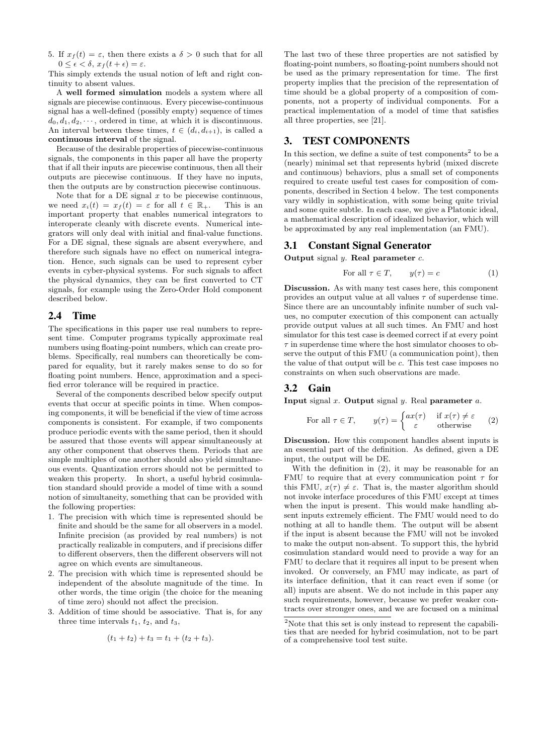5. If $x_f(t) = \varepsilon$, then there exists a $\delta > 0$ such that for all $0 \le \epsilon < \delta$, $x_f(t + \epsilon) = \varepsilon$.

This simply extends the usual notion of left and right continuity to absent values.

A **well formed simulation** models a system where all signals are piecewise continuous. Every piecewise-continuous signal has a well-defined (possibly empty) sequence of times $d_0, d_1, d_2, \cdots$, ordered in time, at which it is discontinuous. An interval between these times, $t \in (d_i, d_{i+1})$, is called a **continuous interval** of the signal.

Because of the desirable properties of piecewise-continuous signals, the components in this paper all have the property that if all their inputs are piecewise continuous, then all their outputs are piecewise continuous. If they have no inputs, then the outputs are by construction piecewise continuous.

Note that for a DE signal $x$ to be piecewise continuous, we need $x_i(t) = x_f(t) = \varepsilon$ for all $t \in \mathbb{R}_+$. This is an important property that enables numerical integrators to interoperate cleanly with discrete events. Numerical integrators will only deal with initial and final-value functions. For a DE signal, these signals are absent everywhere, and therefore such signals have no effect on numerical integration. Hence, such signals can be used to represent cyber events in cyber-physical systems. For such signals to affect the physical dynamics, they can be first converted to CT signals, for example using the Zero-Order Hold component described below.

## 2.4 Time

The specifications in this paper use real numbers to represent time. Computer programs typically approximate real numbers using floating-point numbers, which can create problems. Specifically, real numbers can theoretically be compared for equality, but it rarely makes sense to do so for floating point numbers. Hence, approximation and a specified error tolerance will be required in practice.

Several of the components described below specify output events that occur at specific points in time. When composing components, it will be beneficial if the view of time across components is consistent. For example, if two components produce periodic events with the same period, then it should be assured that those events will appear simultaneously at any other component that observes them. Periods that are simple multiples of one another should also yield simultaneous events. Quantization errors should not be permitted to weaken this property. In short, a useful hybrid cosimulation standard should provide a model of time with a sound notion of simultaneity, something that can be provided with the following properties:

1. The precision with which time is represented should be finite and should be the same for all observers in a model. Infinite precision (as provided by real numbers) is not practically realizable in computers, and if precisions differ to different observers, then the different observers will not agree on which events are simultaneous.
2. The precision with which time is represented should be independent of the absolute magnitude of the time. In other words, the time origin (the choice for the meaning of time zero) should not affect the precision.
3. Addition of time should be associative. That is, for any three time intervals $t_1$, $t_2$, and $t_3$,

$$(t_1 + t_2) + t_3 = t_1 + (t_2 + t_3).$$

The last two of these three properties are not satisfied by floating-point numbers, so floating-point numbers should not be used as the primary representation for time. The first property implies that the precision of the representation of time should be a global property of a composition of components, not a property of individual components. For a practical implementation of a model of time that satisfies all three properties, see [21].

# 3. TEST COMPONENTS

In this section, we define a suite of test components[2] to be a (nearly) minimal set that represents hybrid (mixed discrete and continuous) behaviors, plus a small set of components required to create useful test cases for composition of components, described in Section 4 below. The test components vary wildly in sophistication, with some being quite trivial and some quite subtle. In each case, we give a Platonic ideal, a mathematical description of idealized behavior, which will be approximated by any real implementation (an FMU).

## 3.1 Constant Signal Generator

**Output** signal $y$. **Real parameter** $c$.

$$\text{For all } \tau \in T, \qquad y(\tau) = c \tag{1}$$

**Discussion.** As with many test cases here, this component provides an output value at all values $\tau$ of superdense time. Since there are an uncountably infinite number of such values, no computer execution of this component can actually provide output values at all such times. An FMU and host simulator for this test case is deemed correct if at every point $\tau$ in superdense time where the host simulator chooses to observe the output of this FMU (a communication point), then the value of that output will be $c$. This test case imposes no constraints on when such observations are made.

## 3.2 Gain

**Input** signal $x$. **Output** signal $y$. Real **parameter** $a$.

$$\text{For all } \tau \in T, \qquad y(\tau) = \begin{cases} ax(\tau) & \text{if } x(\tau) \neq \varepsilon \\ \varepsilon & \text{otherwise} \end{cases} \tag{2}$$

**Discussion.** How this component handles absent inputs is an essential part of the definition. As defined, given a DE input, the output will be DE.

With the definition in (2), it may be reasonable for an FMU to require that at every communication point $\tau$ for this FMU, $x(\tau) \neq \varepsilon$. That is, the master algorithm should not invoke interface procedures of this FMU except at times when the input is present. This would make handling absent inputs extremely efficient. The FMU would need to do nothing at all to handle them. The output will be absent if the input is absent because the FMU will not be invoked to make the output non-absent. To support this, the hybrid cosimulation standard would need to provide a way for an FMU to declare that it requires all input to be present when invoked. Or conversely, an FMU may indicate, as part of its interface definition, that it can react even if some (or all) inputs are absent. We do not include in this paper any such requirements, however, because we prefer weaker contracts over stronger ones, and we are focused on a minimal

[2] Note that this set is only instead to represent the capabilities that are needed for hybrid cosimulation, not to be part of a comprehensive tool test suite.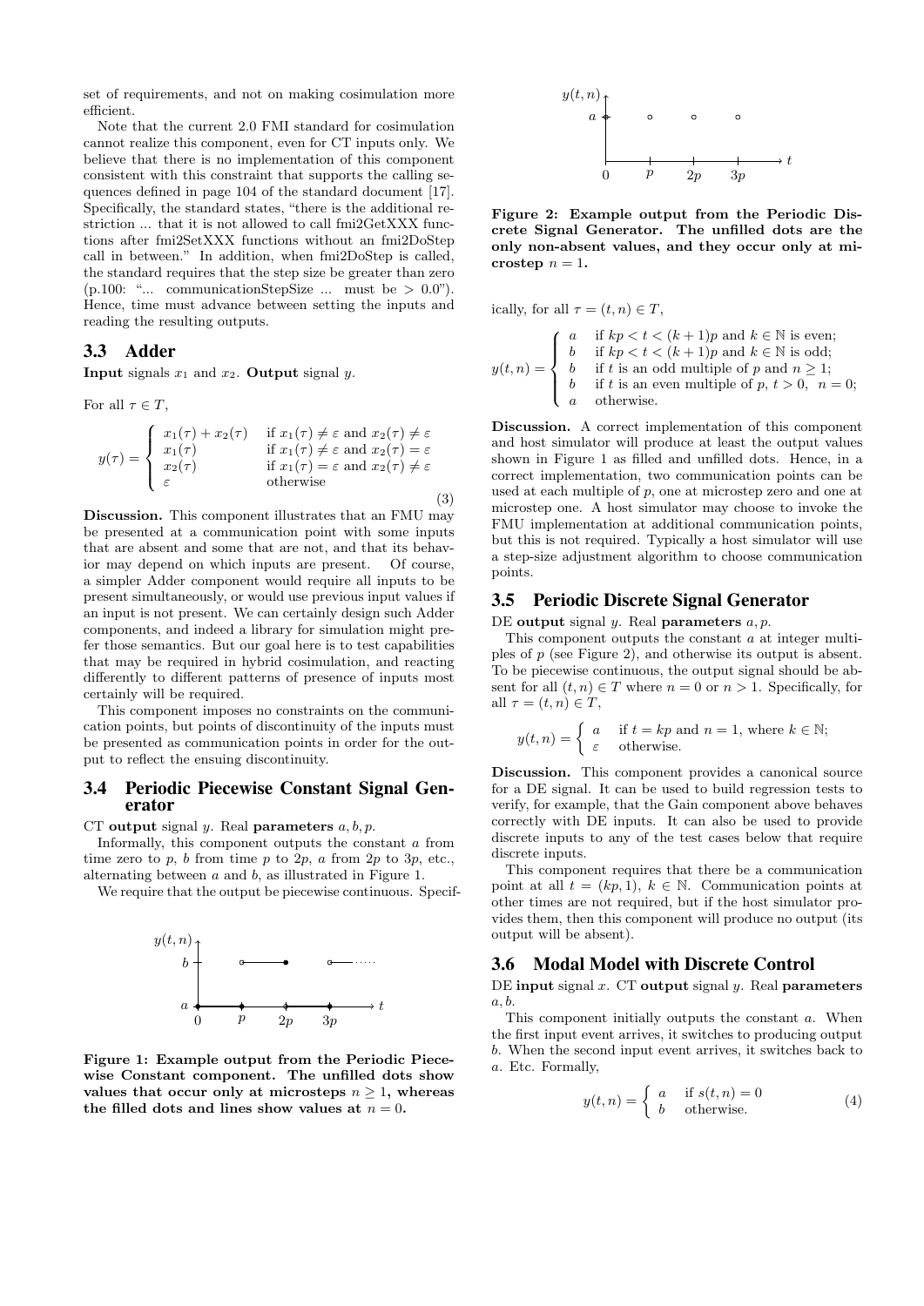set of requirements, and not on making cosimulation more efficient.

Note that the current 2.0 FMI standard for cosimulation cannot realize this component, even for CT inputs only. We believe that there is no implementation of this component consistent with this constraint that supports the calling sequences defined in page 104 of the standard document [17]. Specifically, the standard states, "there is the additional restriction ... that it is not allowed to call fmi2GetXXX functions after fmi2SetXXX functions without an fmi2DoStep call in between." In addition, when fmi2DoStep is called, the standard requires that the step size be greater than zero (p.100: "... communicationStepSize ... must be $> 0.0$"). Hence, time must advance between setting the inputs and reading the resulting outputs.

## 3.3 Adder

**Input** signals $x_1$ and $x_2$. **Output** signal $y$.

For all $\tau \in T$,

$$y(\tau) = \begin{cases} x_1(\tau) + x_2(\tau) & \text{if } x_1(\tau) \neq \varepsilon \text{ and } x_2(\tau) \neq \varepsilon \\ x_1(\tau) & \text{if } x_1(\tau) \neq \varepsilon \text{ and } x_2(\tau) = \varepsilon \\ x_2(\tau) & \text{if } x_1(\tau) = \varepsilon \text{ and } x_2(\tau) \neq \varepsilon \\ \varepsilon & \text{otherwise} \end{cases} \tag{3}$$

**Discussion.** This component illustrates that an FMU may be presented at a communication point with some inputs that are absent and some that are not, and that its behavior may depend on which inputs are present. Of course, a simpler Adder component would require all inputs to be present simultaneously, or would use previous input values if an input is not present. We can certainly design such Adder components, and indeed a library for simulation might prefer those semantics. But our goal here is to test capabilities that may be required in hybrid cosimulation, and reacting differently to different patterns of presence of inputs most certainly will be required.

This component imposes no constraints on the communication points, but points of discontinuity of the inputs must be presented as communication points in order for the output to reflect the ensuing discontinuity.

## 3.4 Periodic Piecewise Constant Signal Generator

CT **output** signal $y$. Real **parameters** $a, b, p$.

Informally, this component outputs the constant $a$ from time zero to $p$, $b$ from time $p$ to $2p$, $a$ from $2p$ to $3p$, etc., alternating between $a$ and $b$, as illustrated in Figure 1.

We require that the output be piecewise continuous. Specifically, for all $\tau = (t, n) \in T$,

**Figure 1: Example output from the Periodic Piecewise Constant component. The unfilled dots show values that occur only at microsteps $n \geq 1$, whereas the filled dots and lines show values at $n = 0$.**

$$y(t, n) = \begin{cases} a & \text{if } kp < t < (k+1)p \text{ and } k \in \mathbb{N} \text{ is even;} \\ b & \text{if } kp < t < (k+1)p \text{ and } k \in \mathbb{N} \text{ is odd;} \\ b & \text{if } t \text{ is an odd multiple of } p \text{ and } n \geq 1; \\ b & \text{if } t \text{ is an even multiple of } p,\ t > 0,\ \ n = 0; \\ a & \text{otherwise.} \end{cases}$$

**Discussion.** A correct implementation of this component and host simulator will produce at least the output values shown in Figure 1 as filled and unfilled dots. Hence, in a correct implementation, two communication points can be used at each multiple of $p$, one at microstep zero and one at microstep one. A host simulator may choose to invoke the FMU implementation at additional communication points, but this is not required. Typically a host simulator will use a step-size adjustment algorithm to choose communication points.

**Figure 2: Example output from the Periodic Discrete Signal Generator. The unfilled dots are the only non-absent values, and they occur only at microstep $n = 1$.**

## 3.5 Periodic Discrete Signal Generator

DE **output** signal $y$. Real **parameters** $a, p$.

This component outputs the constant $a$ at integer multiples of $p$ (see Figure 2), and otherwise its output is absent. To be piecewise continuous, the output signal should be absent for all $(t, n) \in T$ where $n = 0$ or $n > 1$. Specifically, for all $\tau = (t, n) \in T$,

$$y(t, n) = \begin{cases} a & \text{if } t = kp \text{ and } n = 1, \text{ where } k \in \mathbb{N}; \\ \varepsilon & \text{otherwise.} \end{cases}$$

**Discussion.** This component provides a canonical source for a DE signal. It can be used to build regression tests to verify, for example, that the Gain component above behaves correctly with DE inputs. It can also be used to provide discrete inputs to any of the test cases below that require discrete inputs.

This component requires that there be a communication point at all $t = (kp, 1)$, $k \in \mathbb{N}$. Communication points at other times are not required, but if the host simulator provides them, then this component will produce no output (its output will be absent).

## 3.6 Modal Model with Discrete Control

DE **input** signal $x$. CT **output** signal $y$. Real **parameters** $a, b$.

This component initially outputs the constant $a$. When the first input event arrives, it switches to producing output $b$. When the second input event arrives, it switches back to $a$. Etc. Formally,

$$y(t, n) = \begin{cases} a & \text{if } s(t, n) = 0 \\ b & \text{otherwise.} \end{cases} \tag{4}$$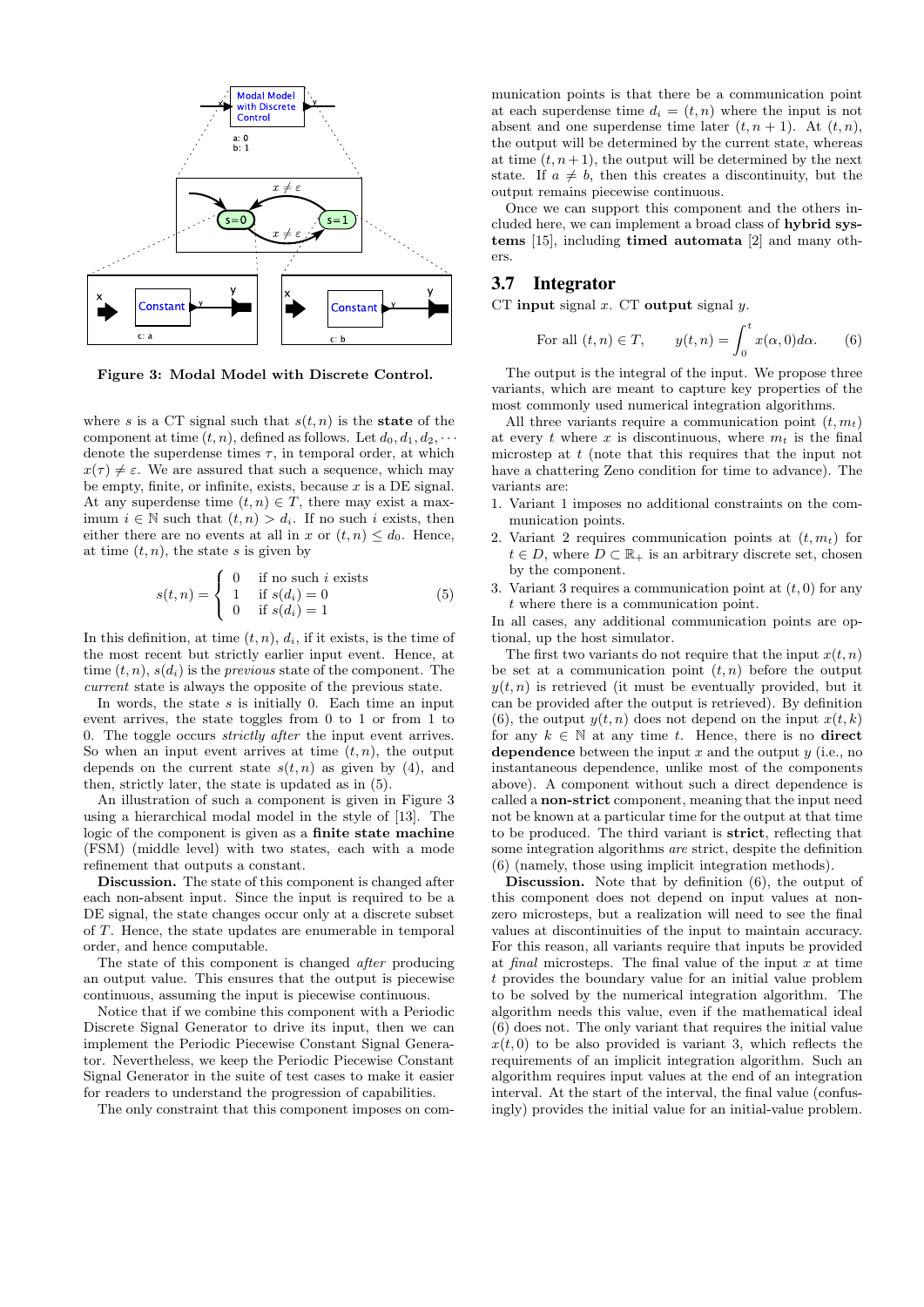Figure 3: Modal Model with Discrete Control.

where $s$ is a CT signal such that $s(t, n)$ is the **state** of the component at time $(t, n)$, defined as follows. Let $d_0, d_1, d_2, \cdots$ denote the superdense times $\tau$, in temporal order, at which $x(\tau) \neq \varepsilon$. We are assured that such a sequence, which may be empty, finite, or infinite, exists, because $x$ is a DE signal. At any superdense time $(t, n) \in T$, there may exist a maximum $i \in \mathbb{N}$ such that $(t, n) > d_i$. If no such $i$ exists, then either there are no events at all in $x$ or $(t, n) \leq d_0$. Hence, at time $(t, n)$, the state $s$ is given by

$$s(t, n) = \begin{cases} 0 & \text{if no such } i \text{ exists} \\ 1 & \text{if } s(d_i) = 0 \\ 0 & \text{if } s(d_i) = 1 \end{cases} \tag{5}$$

In this definition, at time $(t, n)$, $d_i$, if it exists, is the time of the most recent but strictly earlier input event. Hence, at time $(t, n)$, $s(d_i)$ is the *previous* state of the component. The *current* state is always the opposite of the previous state.

In words, the state $s$ is initially 0. Each time an input event arrives, the state toggles from 0 to 1 or from 1 to 0. The toggle occurs *strictly after* the input event arrives. So when an input event arrives at time $(t, n)$, the output depends on the current state $s(t, n)$ as given by (4), and then, strictly later, the state is updated as in (5).

An illustration of such a component is given in Figure 3 using a hierarchical modal model in the style of [13]. The logic of the component is given as a **finite state machine** (FSM) (middle level) with two states, each with a mode refinement that outputs a constant.

**Discussion.** The state of this component is changed after each non-absent input. Since the input is required to be a DE signal, the state changes occur only at a discrete subset of $T$. Hence, the state updates are enumerable in temporal order, and hence computable.

The state of this component is changed *after* producing an output value. This ensures that the output is piecewise continuous, assuming the input is piecewise continuous.

Notice that if we combine this component with a Periodic Discrete Signal Generator to drive its input, then we can implement the Periodic Piecewise Constant Signal Generator. Nevertheless, we keep the Periodic Piecewise Constant Signal Generator in the suite of test cases to make it easier for readers to understand the progression of capabilities.

The only constraint that this component imposes on communication points is that there be a communication point at each superdense time $d_i = (t, n)$ where the input is not absent and one superdense time later $(t, n+1)$. At $(t, n)$, the output will be determined by the current state, whereas at time $(t, n+1)$, the output will be determined by the next state. If $a \neq b$, then this creates a discontinuity, but the output remains piecewise continuous.

Once we can support this component and the others included here, we can implement a broad class of **hybrid systems** [15], including **timed automata** [2] and many others.

## 3.7 Integrator

CT **input** signal $x$. CT **output** signal $y$.

$$\text{For all } (t, n) \in T, \qquad y(t, n) = \int_0^t x(\alpha, 0) d\alpha. \tag{6}$$

The output is the integral of the input. We propose three variants, which are meant to capture key properties of the most commonly used numerical integration algorithms.

All three variants require a communication point $(t, m_t)$ at every $t$ where $x$ is discontinuous, where $m_t$ is the final microstep at $t$ (note that this requires that the input not have a chattering Zeno condition for time to advance). The variants are:

1. Variant 1 imposes no additional constraints on the communication points.
2. Variant 2 requires communication points at $(t, m_t)$ for $t \in D$, where $D \subset \mathbb{R}_+$ is an arbitrary discrete set, chosen by the component.
3. Variant 3 requires a communication point at $(t, 0)$ for any $t$ where there is a communication point.

In all cases, any additional communication points are optional, up the host simulator.

The first two variants do not require that the input $x(t, n)$ be set at a communication point $(t, n)$ before the output $y(t, n)$ is retrieved (it must be eventually provided, but it can be provided after the output is retrieved). By definition (6), the output $y(t, n)$ does not depend on the input $x(t, k)$ for any $k \in \mathbb{N}$ at any time $t$. Hence, there is no **direct dependence** between the input $x$ and the output $y$ (i.e., no instantaneous dependence, unlike most of the components above). A component without such a direct dependence is called a **non-strict** component, meaning that the input need not be known at a particular time for the output at that time to be produced. The third variant is **strict**, reflecting that some integration algorithms *are* strict, despite the definition (6) (namely, those using implicit integration methods).

**Discussion.** Note that by definition (6), the output of this component does not depend on input values at non-zero microsteps, but a realization will need to see the final values at discontinuities of the input to maintain accuracy. For this reason, all variants require that inputs be provided at *final* microsteps. The final value of the input $x$ at time $t$ provides the boundary value for an initial value problem to be solved by the numerical integration algorithm. The algorithm needs this value, even if the mathematical ideal (6) does not. The only variant that requires the initial value $x(t, 0)$ to be also provided is variant 3, which reflects the requirements of an implicit integration algorithm. Such an algorithm requires input values at the end of an integration interval. At the start of the interval, the final value (confusingly) provides the initial value for an initial-value problem.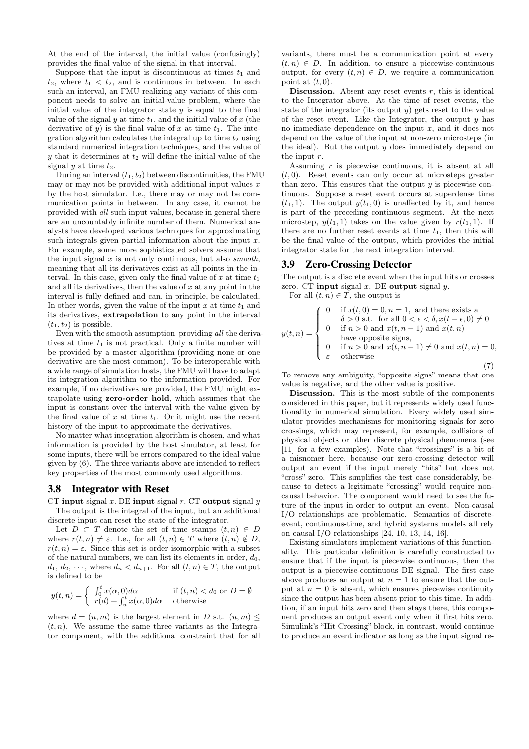At the end of the interval, the initial value (confusingly) provides the final value of the signal in that interval.

Suppose that the input is discontinuous at times $t_1$ and $t_2$, where $t_1 < t_2$, and is continuous in between. In each such an interval, an FMU realizing any variant of this component needs to solve an initial-value problem, where the initial value of the integrator state $y$ is equal to the final value of the signal $y$ at time $t_1$, and the initial value of $x$ (the derivative of $y$) is the final value of $x$ at time $t_1$. The integration algorithm calculates the integral up to time $t_2$ using standard numerical integration techniques, and the value of $y$ that it determines at $t_2$ will define the initial value of the signal $y$ at time $t_2$.

During an interval $(t_1, t_2)$ between discontinuities, the FMU may or may not be provided with additional input values $x$ by the host simulator. I.e., there may or may not be communication points in between. In any case, it cannot be provided with *all* such input values, because in general there are an uncountably infinite number of them. Numerical analysts have developed various techniques for approximating such integrals given partial information about the input $x$. For example, some more sophisticated solvers assume that the input signal $x$ is not only continuous, but also *smooth*, meaning that all its derivatives exist at all points in the interval. In this case, given only the final value of $x$ at time $t_1$ and all its derivatives, then the value of $x$ at any point in the interval is fully defined and can, in principle, be calculated. In other words, given the value of the input $x$ at time $t_1$ and its derivatives, **extrapolation** to any point in the interval $(t_1, t_2)$ is possible.

Even with the smooth assumption, providing *all* the derivatives at time $t_1$ is not practical. Only a finite number will be provided by a master algorithm (providing none or one derivative are the most common). To be interoperable with a wide range of simulation hosts, the FMU will have to adapt its integration algorithm to the information provided. For example, if no derivatives are provided, the FMU might extrapolate using **zero-order hold**, which assumes that the input is constant over the interval with the value given by the final value of $x$ at time $t_1$. Or it might use the recent history of the input to approximate the derivatives.

No matter what integration algorithm is chosen, and what information is provided by the host simulator, at least for some inputs, there will be errors compared to the ideal value given by (6). The three variants above are intended to reflect key properties of the most commonly used algorithms.

### 3.8 Integrator with Reset

CT **input** signal $x$. DE **input** signal $r$. CT **output** signal $y$

The output is the integral of the input, but an additional discrete input can reset the state of the integrator.

Let $D \subset T$ denote the set of time stamps $(t, n) \in D$ where $r(t, n) \neq \varepsilon$. I.e., for all $(t, n) \in T$ where $(t, n) \notin D$, $r(t, n) = \varepsilon$. Since this set is order isomorphic with a subset of the natural numbers, we can list its elements in order, $d_0$, $d_1$, $d_2$, $\cdots$, where $d_n < d_{n+1}$. For all $(t, n) \in T$, the output is defined to be

$$
y(t, n) = \begin{cases} \int_0^t x(\alpha, 0) d\alpha & \text{if } (t, n) < d_0 \text{ or } D = \emptyset \\ r(d) + \int_u^t x(\alpha, 0) d\alpha & \text{otherwise} \end{cases}
$$

where $d = (u, m)$ is the largest element in $D$ s.t. $(u, m) \leq (t, n)$. We assume the same three variants as the Integrator component, with the additional constraint that for all variants, there must be a communication point at every $(t, n) \in D$. In addition, to ensure a piecewise-continuous output, for every $(t, n) \in D$, we require a communication point at $(t, 0)$.

**Discussion.** Absent any reset events $r$, this is identical to the Integrator above. At the time of reset events, the state of the integrator (its output $y$) gets reset to the value of the reset event. Like the Integrator, the output $y$ has no immediate dependence on the input $x$, and it does not depend on the value of the input at non-zero microsteps (in the ideal). But the output $y$ does immediately depend on the input $r$.

Assuming $r$ is piecewise continuous, it is absent at all $(t, 0)$. Reset events can only occur at microsteps greater than zero. This ensures that the output $y$ is piecewise continuous. Suppose a reset event occurs at superdense time $(t_1, 1)$. The output $y(t_1, 0)$ is unaffected by it, and hence is part of the preceding continuous segment. At the next microstep, $y(t_1, 1)$ takes on the value given by $r(t_1, 1)$. If there are no further reset events at time $t_1$, then this will be the final value of the output, which provides the initial integrator state for the next integration interval.

### 3.9 Zero-Crossing Detector

The output is a discrete event when the input hits or crosses zero. CT **input** signal $x$. DE **output** signal $y$.

For all $(t, n) \in T$, the output is

$$
y(t, n) = \begin{cases} 0 & \text{if } x(t, 0) = 0, n = 1, \text{ and there exists a} \\ & \delta > 0 \text{ s.t. for all } 0 < \epsilon < \delta, x(t - \epsilon, 0) \neq 0 \\ 0 & \text{if } n > 0 \text{ and } x(t, n-1) \text{ and } x(t, n) \\ & \text{have opposite signs,} \\ 0 & \text{if } n > 0 \text{ and } x(t, n-1) \neq 0 \text{ and } x(t, n) = 0, \\ \varepsilon & \text{otherwise} \end{cases} \tag{7}
$$

To remove any ambiguity, "opposite signs" means that one value is negative, and the other value is positive.

**Discussion.** This is the most subtle of the components considered in this paper, but it represents widely used functionality in numerical simulation. Every widely used simulator provides mechanisms for monitoring signals for zero crossings, which may represent, for example, collisions of physical objects or other discrete physical phenomena (see [11] for a few examples). Note that "crossings" is a bit of a misnomer here, because our zero-crossing detector will output an event if the input merely "hits" but does not "cross" zero. This simplifies the test case considerably, because to detect a legitimate "crossing" would require non-causal behavior. The component would need to see the future of the input in order to output an event. Non-causal I/O relationships are problematic. Semantics of discrete-event, continuous-time, and hybrid systems models all rely on causal I/O relationships [24, 10, 13, 14, 16].

Existing simulators implement variations of this functionality. This particular definition is carefully constructed to ensure that if the input is piecewise continuous, then the output is a piecewise-continuous DE signal. The first case above produces an output at $n = 1$ to ensure that the output at $n = 0$ is absent, which ensures piecewise continuity since the output has been absent prior to this time. In addition, if an input hits zero and then stays there, this component produces an output event only when it first hits zero. Simulink's "Hit Crossing" block, in contrast, would continue to produce an event indicator as long as the input signal re-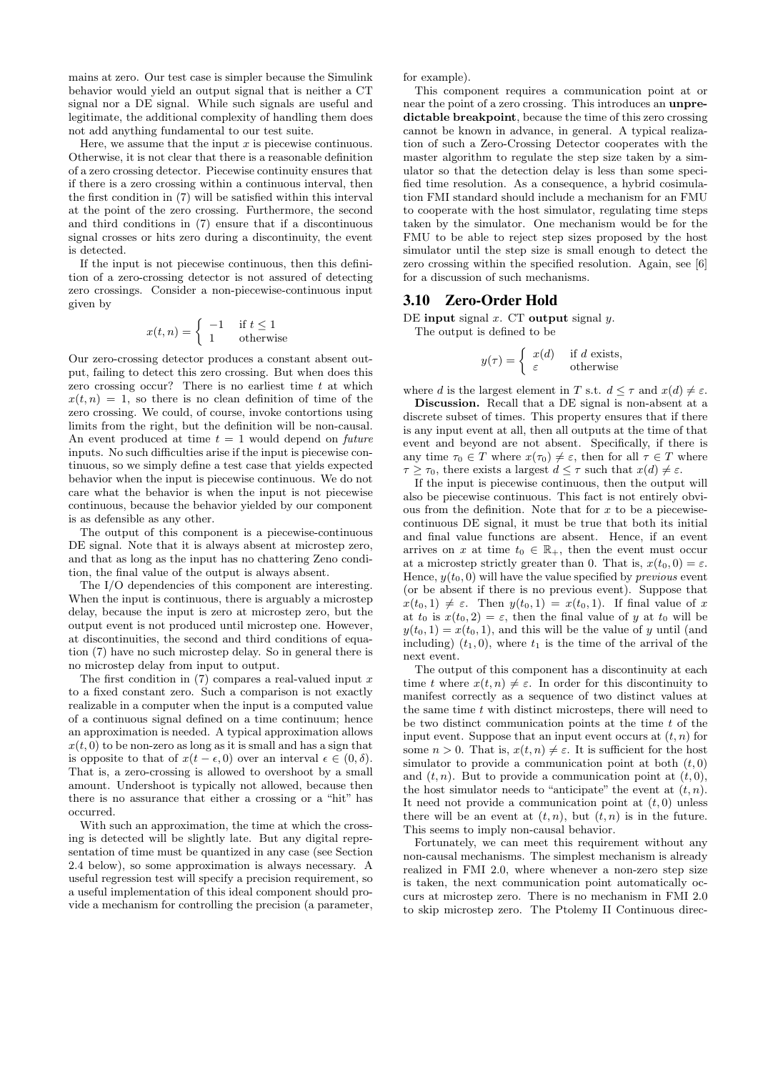mains at zero. Our test case is simpler because the Simulink behavior would yield an output signal that is neither a CT signal nor a DE signal. While such signals are useful and legitimate, the additional complexity of handling them does not add anything fundamental to our test suite.

Here, we assume that the input $x$ is piecewise continuous. Otherwise, it is not clear that there is a reasonable definition of a zero crossing detector. Piecewise continuity ensures that if there is a zero crossing within a continuous interval, then the first condition in (7) will be satisfied within this interval at the point of the zero crossing. Furthermore, the second and third conditions in (7) ensure that if a discontinuous signal crosses or hits zero during a discontinuity, the event is detected.

If the input is not piecewise continuous, then this definition of a zero-crossing detector is not assured of detecting zero crossings. Consider a non-piecewise-continuous input given by

$$x(t,n) = \begin{cases} -1 & \text{if } t \leq 1 \\ 1 & \text{otherwise} \end{cases}$$

Our zero-crossing detector produces a constant absent output, failing to detect this zero crossing. But when does this zero crossing occur? There is no earliest time $t$ at which $x(t,n) = 1$, so there is no clean definition of time of the zero crossing. We could, of course, invoke contortions using limits from the right, but the definition will be non-causal. An event produced at time $t = 1$ would depend on *future* inputs. No such difficulties arise if the input is piecewise continuous, so we simply define a test case that yields expected behavior when the input is piecewise continuous. We do not care what the behavior is when the input is not piecewise continuous, because the behavior yielded by our component is as defensible as any other.

The output of this component is a piecewise-continuous DE signal. Note that it is always absent at microstep zero, and that as long as the input has no chattering Zeno condition, the final value of the output is always absent.

The I/O dependencies of this component are interesting. When the input is continuous, there is arguably a microstep delay, because the input is zero at microstep zero, but the output event is not produced until microstep one. However, at discontinuities, the second and third conditions of equation (7) have no such microstep delay. So in general there is no microstep delay from input to output.

The first condition in (7) compares a real-valued input $x$ to a fixed constant zero. Such a comparison is not exactly realizable in a computer when the input is a computed value of a continuous signal defined on a time continuum; hence an approximation is needed. A typical approximation allows $x(t,0)$ to be non-zero as long as it is small and has a sign that is opposite to that of $x(t-\epsilon,0)$ over an interval $\epsilon \in (0,\delta)$. That is, a zero-crossing is allowed to overshoot by a small amount. Undershoot is typically not allowed, because then there is no assurance that either a crossing or a "hit" has occurred.

With such an approximation, the time at which the crossing is detected will be slightly late. But any digital representation of time must be quantized in any case (see Section 2.4 below), so some approximation is always necessary. A useful regression test will specify a precision requirement, so a useful implementation of this ideal component should provide a mechanism for controlling the precision (a parameter, for example).

This component requires a communication point at or near the point of a zero crossing. This introduces an **unpredictable breakpoint**, because the time of this zero crossing cannot be known in advance, in general. A typical realization of such a Zero-Crossing Detector cooperates with the master algorithm to regulate the step size taken by a simulator so that the detection delay is less than some specified time resolution. As a consequence, a hybrid cosimulation FMI standard should include a mechanism for an FMU to cooperate with the host simulator, regulating time steps taken by the simulator. One mechanism would be for the FMU to be able to reject step sizes proposed by the host simulator until the step size is small enough to detect the zero crossing within the specified resolution. Again, see [6] for a discussion of such mechanisms.

## 3.10 Zero-Order Hold

DE **input** signal $x$. CT **output** signal $y$.

The output is defined to be

$$y(\tau) = \begin{cases} x(d) & \text{if } d \text{ exists,} \\ \varepsilon & \text{otherwise} \end{cases}$$

where $d$ is the largest element in $T$ s.t. $d \leq \tau$ and $x(d) \neq \varepsilon$.

**Discussion.** Recall that a DE signal is non-absent at a discrete subset of times. This property ensures that if there is any input event at all, then all outputs at the time of that event and beyond are not absent. Specifically, if there is any time $\tau_0 \in T$ where $x(\tau_0) \neq \varepsilon$, then for all $\tau \in T$ where $\tau \geq \tau_0$, there exists a largest $d \leq \tau$ such that $x(d) \neq \varepsilon$.

If the input is piecewise continuous, then the output will also be piecewise continuous. This fact is not entirely obvious from the definition. Note that for $x$ to be a piecewise-continuous DE signal, it must be true that both its initial and final value functions are absent. Hence, if an event arrives on $x$ at time $t_0 \in \mathbb{R}_+$, then the event must occur at a microstep strictly greater than 0. That is, $x(t_0, 0) = \varepsilon$. Hence, $y(t_0, 0)$ will have the value specified by *previous* event (or be absent if there is no previous event). Suppose that $x(t_0, 1) \neq \varepsilon$. Then $y(t_0, 1) = x(t_0, 1)$. If final value of $x$ at $t_0$ is $x(t_0, 2) = \varepsilon$, then the final value of $y$ at $t_0$ will be $y(t_0, 1) = x(t_0, 1)$, and this will be the value of $y$ until (and including) $(t_1, 0)$, where $t_1$ is the time of the arrival of the next event.

The output of this component has a discontinuity at each time $t$ where $x(t,n) \neq \varepsilon$. In order for this discontinuity to manifest correctly as a sequence of two distinct values at the same time $t$ with distinct microsteps, there will need to be two distinct communication points at the time $t$ of the input event. Suppose that an input event occurs at $(t,n)$ for some $n > 0$. That is, $x(t,n) \neq \varepsilon$. It is sufficient for the host simulator to provide a communication point at both $(t, 0)$ and $(t,n)$. But to provide a communication point at $(t, 0)$, the host simulator needs to "anticipate" the event at $(t,n)$. It need not provide a communication point at $(t, 0)$ unless there will be an event at $(t,n)$, but $(t,n)$ is in the future. This seems to imply non-causal behavior.

Fortunately, we can meet this requirement without any non-causal mechanisms. The simplest mechanism is already realized in FMI 2.0, where whenever a non-zero step size is taken, the next communication point automatically occurs at microstep zero. There is no mechanism in FMI 2.0 to skip microstep zero. The Ptolemy II Continuous direc-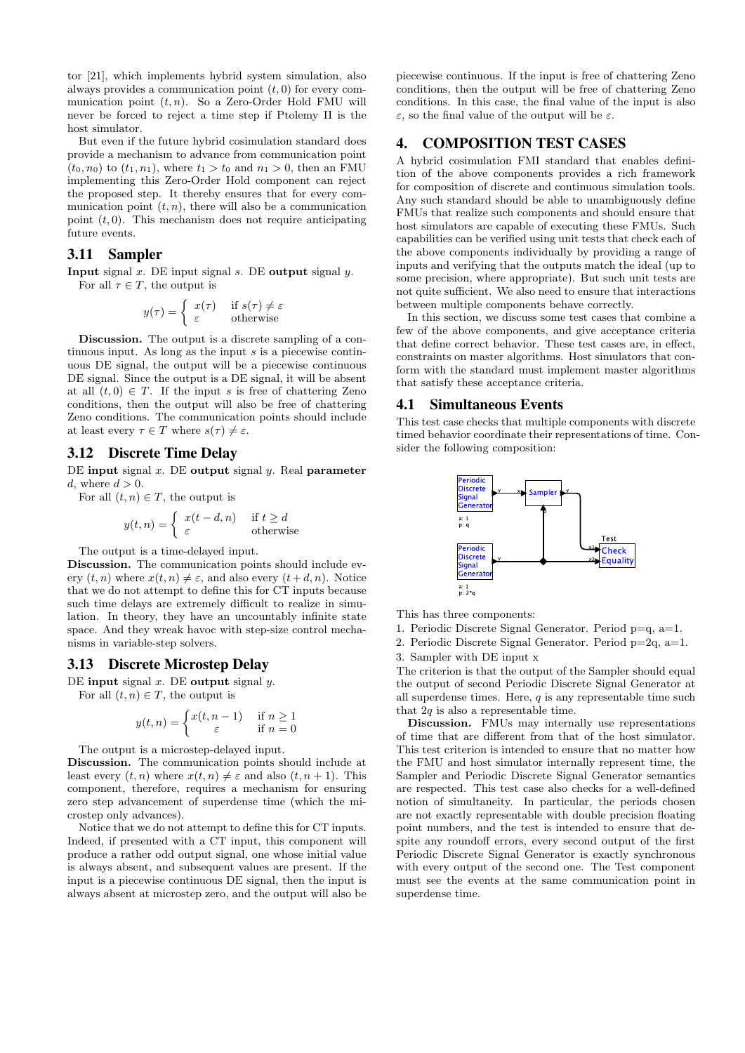tor [21], which implements hybrid system simulation, also always provides a communication point $(t, 0)$ for every communication point $(t, n)$. So a Zero-Order Hold FMU will never be forced to reject a time step if Ptolemy II is the host simulator.

But even if the future hybrid cosimulation standard does provide a mechanism to advance from communication point $(t_0, n_0)$ to $(t_1, n_1)$, where $t_1 > t_0$ and $n_1 > 0$, then an FMU implementing this Zero-Order Hold component can reject the proposed step. It thereby ensures that for every communication point $(t, n)$, there will also be a communication point $(t, 0)$. This mechanism does not require anticipating future events.

## 3.11 Sampler

**Input** signal $x$. DE input signal $s$. DE **output** signal $y$.

For all $\tau \in T$, the output is

$$y(\tau) = \begin{cases} x(\tau) & \text{if } s(\tau) \neq \varepsilon \\ \varepsilon & \text{otherwise} \end{cases}$$

**Discussion.** The output is a discrete sampling of a continuous input. As long as the input $s$ is a piecewise continuous DE signal, the output will be a piecewise continuous DE signal. Since the output is a DE signal, it will be absent at all $(t, 0) \in T$. If the input $s$ is free of chattering Zeno conditions, then the output will also be free of chattering Zeno conditions. The communication points should include at least every $\tau \in T$ where $s(\tau) \neq \varepsilon$.

## 3.12 Discrete Time Delay

DE **input** signal $x$. DE **output** signal $y$. Real **parameter** $d$, where $d > 0$.

For all $(t, n) \in T$, the output is

$$y(t, n) = \begin{cases} x(t - d, n) & \text{if } t \geq d \\ \varepsilon & \text{otherwise} \end{cases}$$

The output is a time-delayed input.

**Discussion.** The communication points should include every $(t, n)$ where $x(t, n) \neq \varepsilon$, and also every $(t + d, n)$. Notice that we do not attempt to define this for CT inputs because such time delays are extremely difficult to realize in simulation. In theory, they have an uncountably infinite state space. And they wreak havoc with step-size control mechanisms in variable-step solvers.

## 3.13 Discrete Microstep Delay

DE **input** signal $x$. DE **output** signal $y$.

For all $(t, n) \in T$, the output is

$$y(t, n) = \begin{cases} x(t, n - 1) & \text{if } n \geq 1 \\ \varepsilon & \text{if } n = 0 \end{cases}$$

The output is a microstep-delayed input.

**Discussion.** The communication points should include at least every $(t, n)$ where $x(t, n) \neq \varepsilon$ and also $(t, n + 1)$. This component, therefore, requires a mechanism for ensuring zero step advancement of superdense time (which the microstep only advances).

Notice that we do not attempt to define this for CT inputs. Indeed, if presented with a CT input, this component will produce a rather odd output signal, one whose initial value is always absent, and subsequent values are present. If the input is a piecewise continuous DE signal, then the input is always absent at microstep zero, and the output will also be piecewise continuous. If the input is free of chattering Zeno conditions, then the output will be free of chattering Zeno conditions. In this case, the final value of the input is also $\varepsilon$, so the final value of the output will be $\varepsilon$.

# 4. COMPOSITION TEST CASES

A hybrid cosimulation FMI standard that enables definition of the above components provides a rich framework for composition of discrete and continuous simulation tools. Any such standard should be able to unambiguously define FMUs that realize such components and should ensure that host simulators are capable of executing these FMUs. Such capabilities can be verified using unit tests that check each of the above components individually by providing a range of inputs and verifying that the outputs match the ideal (up to some precision, where appropriate). But such unit tests are not quite sufficient. We also need to ensure that interactions between multiple components behave correctly.

In this section, we discuss some test cases that combine a few of the above components, and give acceptance criteria that define correct behavior. These test cases are, in effect, constraints on master algorithms. Host simulators that conform with the standard must implement master algorithms that satisfy these acceptance criteria.

## 4.1 Simultaneous Events

This test case checks that multiple components with discrete timed behavior coordinate their representations of time. Consider the following composition:

Periodic Discrete Signal Generator
y
a: 1
p: q

x
Sampler
y

Periodic Discrete Signal Generator
y
a: 1
p: 2*q

Test
x1
Check Equality
x2

This has three components:

1. Periodic Discrete Signal Generator. Period p=q, a=1.
2. Periodic Discrete Signal Generator. Period p=2q, a=1.
3. Sampler with DE input x

The criterion is that the output of the Sampler should equal the output of second Periodic Discrete Signal Generator at all superdense times. Here, $q$ is any representable time such that $2q$ is also a representable time.

**Discussion.** FMUs may internally use representations of time that are different from that of the host simulator. This test criterion is intended to ensure that no matter how the FMU and host simulator internally represent time, the Sampler and Periodic Discrete Signal Generator semantics are respected. This test case also checks for a well-defined notion of simultaneity. In particular, the periods chosen are not exactly representable with double precision floating point numbers, and the test is intended to ensure that despite any roundoff errors, every second output of the first Periodic Discrete Signal Generator is exactly synchronous with every output of the second one. The Test component must see the events at the same communication point in superdense time.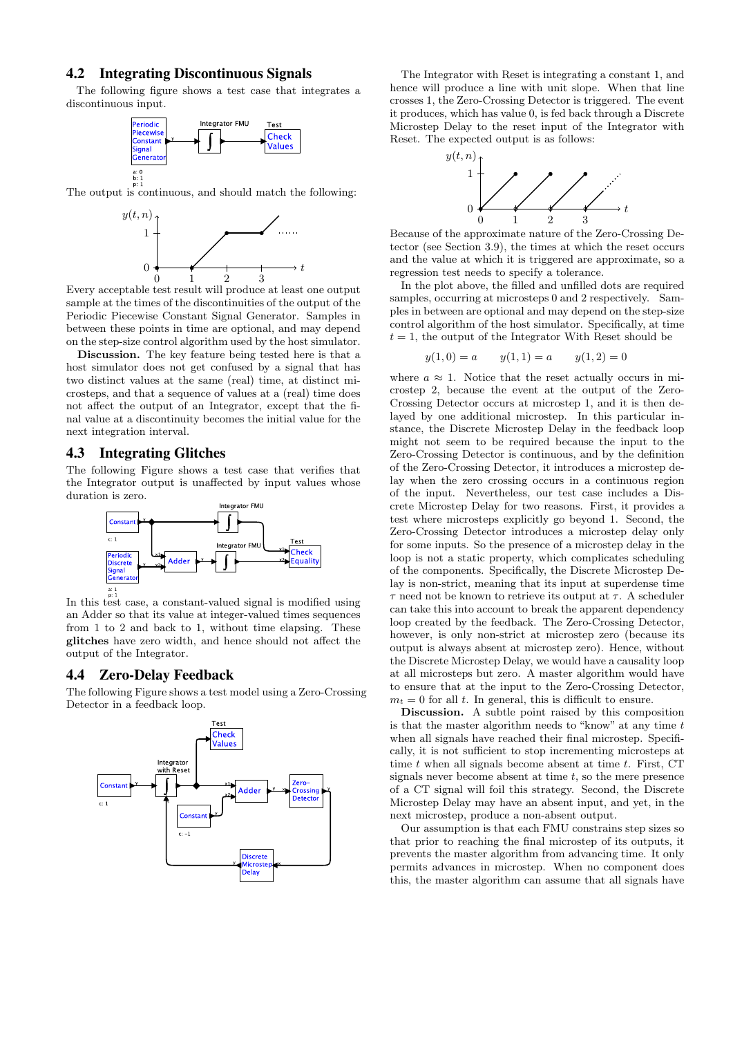## 4.2 Integrating Discontinuous Signals

The following figure shows a test case that integrates a discontinuous input.

The output is continuous, and should match the following:

Every acceptable test result will produce at least one output sample at the times of the discontinuities of the output of the Periodic Piecewise Constant Signal Generator. Samples in between these points in time are optional, and may depend on the step-size control algorithm used by the host simulator.

**Discussion.** The key feature being tested here is that a host simulator does not get confused by a signal that has two distinct values at the same (real) time, at distinct microsteps, and that a sequence of values at a (real) time does not affect the output of an Integrator, except that the final value at a discontinuity becomes the initial value for the next integration interval.

## 4.3 Integrating Glitches

The following Figure shows a test case that verifies that the Integrator output is unaffected by input values whose duration is zero.

In this test case, a constant-valued signal is modified using an Adder so that its value at integer-valued times sequences from 1 to 2 and back to 1, without time elapsing. These **glitches** have zero width, and hence should not affect the output of the Integrator.

## 4.4 Zero-Delay Feedback

The following Figure shows a test model using a Zero-Crossing Detector in a feedback loop.

The Integrator with Reset is integrating a constant 1, and hence will produce a line with unit slope. When that line crosses 1, the Zero-Crossing Detector is triggered. The event it produces, which has value 0, is fed back through a Discrete Microstep Delay to the reset input of the Integrator with Reset. The expected output is as follows:

Because of the approximate nature of the Zero-Crossing Detector (see Section 3.9), the times at which the reset occurs and the value at which it is triggered are approximate, so a regression test needs to specify a tolerance.

In the plot above, the filled and unfilled dots are required samples, occurring at microsteps 0 and 2 respectively. Samples in between are optional and may depend on the step-size control algorithm of the host simulator. Specifically, at time $t = 1$, the output of the Integrator With Reset should be

$$y(1,0) = a \qquad y(1,1) = a \qquad y(1,2) = 0$$

where $a \approx 1$. Notice that the reset actually occurs in microstep 2, because the event at the output of the Zero-Crossing Detector occurs at microstep 1, and it is then delayed by one additional microstep. In this particular instance, the Discrete Microstep Delay in the feedback loop might not seem to be required because the input to the Zero-Crossing Detector is continuous, and by the definition of the Zero-Crossing Detector, it introduces a microstep delay when the zero crossing occurs in a continuous region of the input. Nevertheless, our test case includes a Discrete Microstep Delay for two reasons. First, it provides a test where microsteps explicitly go beyond 1. Second, the Zero-Crossing Detector introduces a microstep delay only for some inputs. So the presence of a microstep delay in the loop is not a static property, which complicates scheduling of the components. Specifically, the Discrete Microstep Delay is non-strict, meaning that its input at superdense time $\tau$ need not be known to retrieve its output at $\tau$. A scheduler can take this into account to break the apparent dependency loop created by the feedback. The Zero-Crossing Detector, however, is only non-strict at microstep zero (because its output is always absent at microstep zero). Hence, without the Discrete Microstep Delay, we would have a causality loop at all microsteps but zero. A master algorithm would have to ensure that at the input to the Zero-Crossing Detector, $m_t = 0$ for all $t$. In general, this is difficult to ensure.

**Discussion.** A subtle point raised by this composition is that the master algorithm needs to "know" at any time $t$ when all signals have reached their final microstep. Specifically, it is not sufficient to stop incrementing microsteps at time $t$ when all signals become absent at time $t$. First, CT signals never become absent at time $t$, so the mere presence of a CT signal will foil this strategy. Second, the Discrete Microstep Delay may have an absent input, and yet, in the next microstep, produce a non-absent output.

Our assumption is that each FMU constrains step sizes so that prior to reaching the final microstep of its outputs, it prevents the master algorithm from advancing time. It only permits advances in microstep. When no component does this, the master algorithm can assume that all signals have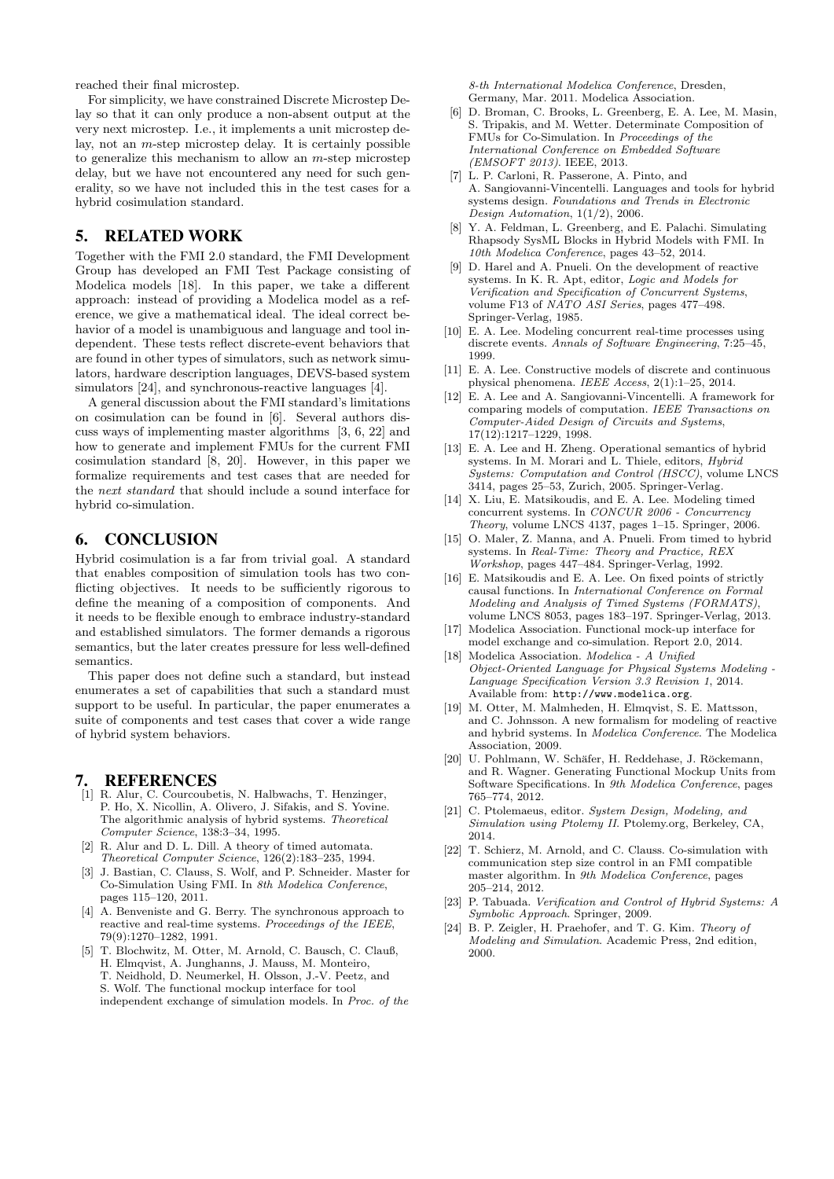reached their final microstep.

For simplicity, we have constrained Discrete Microstep Delay so that it can only produce a non-absent output at the very next microstep. I.e., it implements a unit microstep delay, not an $m$-step microstep delay. It is certainly possible to generalize this mechanism to allow an $m$-step microstep delay, but we have not encountered any need for such generality, so we have not included this in the test cases for a hybrid cosimulation standard.

## 5. RELATED WORK

Together with the FMI 2.0 standard, the FMI Development Group has developed an FMI Test Package consisting of Modelica models [18]. In this paper, we take a different approach: instead of providing a Modelica model as a reference, we give a mathematical ideal. The ideal correct behavior of a model is unambiguous and language and tool independent. These tests reflect discrete-event behaviors that are found in other types of simulators, such as network simulators, hardware description languages, DEVS-based system simulators [24], and synchronous-reactive languages [4].

A general discussion about the FMI standard's limitations on cosimulation can be found in [6]. Several authors discuss ways of implementing master algorithms [3, 6, 22] and how to generate and implement FMUs for the current FMI cosimulation standard [8, 20]. However, in this paper we formalize requirements and test cases that are needed for the *next standard* that should include a sound interface for hybrid co-simulation.

## 6. CONCLUSION

Hybrid cosimulation is a far from trivial goal. A standard that enables composition of simulation tools has two conflicting objectives. It needs to be sufficiently rigorous to define the meaning of a composition of components. And it needs to be flexible enough to embrace industry-standard and established simulators. The former demands a rigorous semantics, but the later creates pressure for less well-defined semantics.

This paper does not define such a standard, but instead enumerates a set of capabilities that such a standard must support to be useful. In particular, the paper enumerates a suite of components and test cases that cover a wide range of hybrid system behaviors.

## 7. REFERENCES

[1] R. Alur, C. Courcoubetis, N. Halbwachs, T. Henzinger, P. Ho, X. Nicollin, A. Olivero, J. Sifakis, and S. Yovine. The algorithmic analysis of hybrid systems. *Theoretical Computer Science*, 138:3–34, 1995.

[2] R. Alur and D. L. Dill. A theory of timed automata. *Theoretical Computer Science*, 126(2):183–235, 1994.

[3] J. Bastian, C. Clauss, S. Wolf, and P. Schneider. Master for Co-Simulation Using FMI. In *8th Modelica Conference*, pages 115–120, 2011.

[4] A. Benveniste and G. Berry. The synchronous approach to reactive and real-time systems. *Proceedings of the IEEE*, 79(9):1270–1282, 1991.

[5] T. Blochwitz, M. Otter, M. Arnold, C. Bausch, C. Clauß, H. Elmqvist, A. Junghanns, J. Mauss, M. Monteiro, T. Neidhold, D. Neumerkel, H. Olsson, J.-V. Peetz, and S. Wolf. The functional mockup interface for tool independent exchange of simulation models. In *Proc. of the 8-th International Modelica Conference*, Dresden, Germany, Mar. 2011. Modelica Association.

[6] D. Broman, C. Brooks, L. Greenberg, E. A. Lee, M. Masin, S. Tripakis, and M. Wetter. Determinate Composition of FMUs for Co-Simulation. In *Proceedings of the International Conference on Embedded Software (EMSOFT 2013)*. IEEE, 2013.

[7] L. P. Carloni, R. Passerone, A. Pinto, and A. Sangiovanni-Vincentelli. Languages and tools for hybrid systems design. *Foundations and Trends in Electronic Design Automation*, 1(1/2), 2006.

[8] Y. A. Feldman, L. Greenberg, and E. Palachi. Simulating Rhapsody SysML Blocks in Hybrid Models with FMI. In *10th Modelica Conference*, pages 43–52, 2014.

[9] D. Harel and A. Pnueli. On the development of reactive systems. In K. R. Apt, editor, *Logic and Models for Verification and Specification of Concurrent Systems*, volume F13 of *NATO ASI Series*, pages 477–498. Springer-Verlag, 1985.

[10] E. A. Lee. Modeling concurrent real-time processes using discrete events. *Annals of Software Engineering*, 7:25–45, 1999.

[11] E. A. Lee. Constructive models of discrete and continuous physical phenomena. *IEEE Access*, 2(1):1–25, 2014.

[12] E. A. Lee and A. Sangiovanni-Vincentelli. A framework for comparing models of computation. *IEEE Transactions on Computer-Aided Design of Circuits and Systems*, 17(12):1217–1229, 1998.

[13] E. A. Lee and H. Zheng. Operational semantics of hybrid systems. In M. Morari and L. Thiele, editors, *Hybrid Systems: Computation and Control (HSCC)*, volume LNCS 3414, pages 25–53, Zurich, 2005. Springer-Verlag.

[14] X. Liu, E. Matsikoudis, and E. A. Lee. Modeling timed concurrent systems. In *CONCUR 2006 - Concurrency Theory*, volume LNCS 4137, pages 1–15. Springer, 2006.

[15] O. Maler, Z. Manna, and A. Pnueli. From timed to hybrid systems. In *Real-Time: Theory and Practice, REX Workshop*, pages 447–484. Springer-Verlag, 1992.

[16] E. Matsikoudis and E. A. Lee. On fixed points of strictly causal functions. In *International Conference on Formal Modeling and Analysis of Timed Systems (FORMATS)*, volume LNCS 8053, pages 183–197. Springer-Verlag, 2013.

[17] Modelica Association. Functional mock-up interface for model exchange and co-simulation. Report 2.0, 2014.

[18] Modelica Association. *Modelica - A Unified Object-Oriented Language for Physical Systems Modeling - Language Specification Version 3.3 Revision 1*, 2014. Available from: http://www.modelica.org.

[19] M. Otter, M. Malmheden, H. Elmqvist, S. E. Mattsson, and C. Johnsson. A new formalism for modeling of reactive and hybrid systems. In *Modelica Conference*. The Modelica Association, 2009.

[20] U. Pohlmann, W. Schäfer, H. Reddehase, J. Röckemann, and R. Wagner. Generating Functional Mockup Units from Software Specifications. In *9th Modelica Conference*, pages 765–774, 2012.

[21] C. Ptolemaeus, editor. *System Design, Modeling, and Simulation using Ptolemy II*. Ptolemy.org, Berkeley, CA, 2014.

[22] T. Schierz, M. Arnold, and C. Clauss. Co-simulation with communication step size control in an FMI compatible master algorithm. In *9th Modelica Conference*, pages 205–214, 2012.

[23] P. Tabuada. *Verification and Control of Hybrid Systems: A Symbolic Approach*. Springer, 2009.

[24] B. P. Zeigler, H. Praehofer, and T. G. Kim. *Theory of Modeling and Simulation*. Academic Press, 2nd edition, 2000.